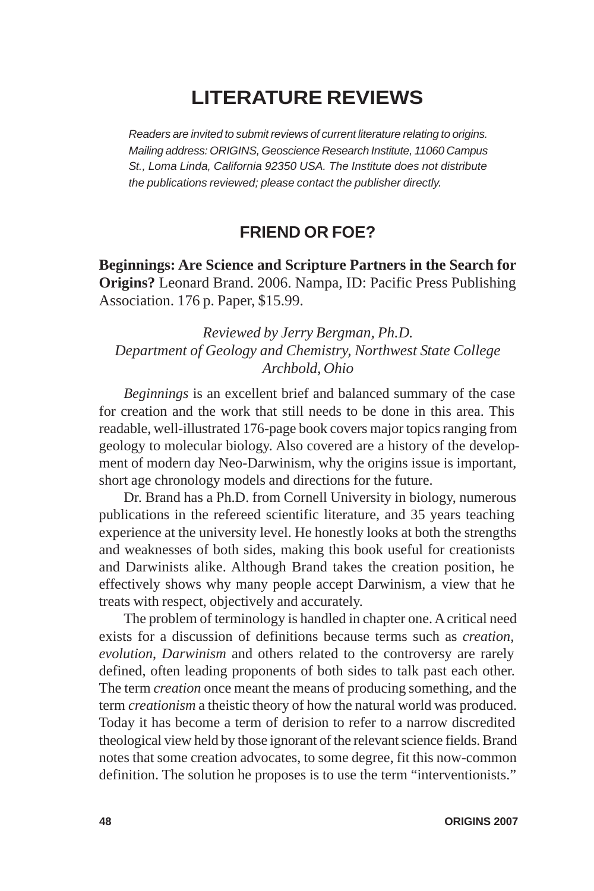# LITERATURE REVIEWS

*Readers are invited to submit reviews of current literature relating to origins. Mailing address: ORIGINS, Geoscience Research Institute, 11060 Campus St., Loma Linda, California 92350 USA. The Institute does not distribute the publications reviewed; please contact the publisher directly.*

## FRIEND OR FOE?

**Beginnings: Are Science and Scripture Partners in the Search for Origins?** Leonard Brand. 2006. Nampa, ID: Pacific Press Publishing Association. 176 p. Paper, $15.99.

*Reviewed by Jerry Bergman, Ph.D.*
*Department of Geology and Chemistry, Northwest State College*
*Archbold, Ohio*

*Beginnings* is an excellent brief and balanced summary of the case for creation and the work that still needs to be done in this area. This readable, well-illustrated 176-page book covers major topics ranging from geology to molecular biology. Also covered are a history of the development of modern day Neo-Darwinism, why the origins issue is important, short age chronology models and directions for the future.

Dr. Brand has a Ph.D. from Cornell University in biology, numerous publications in the refereed scientific literature, and 35 years teaching experience at the university level. He honestly looks at both the strengths and weaknesses of both sides, making this book useful for creationists and Darwinists alike. Although Brand takes the creation position, he effectively shows why many people accept Darwinism, a view that he treats with respect, objectively and accurately.

The problem of terminology is handled in chapter one. A critical need exists for a discussion of definitions because terms such as *creation, evolution*, *Darwinism* and others related to the controversy are rarely defined, often leading proponents of both sides to talk past each other. The term *creation* once meant the means of producing something, and the term *creationism* a theistic theory of how the natural world was produced. Today it has become a term of derision to refer to a narrow discredited theological view held by those ignorant of the relevant science fields. Brand notes that some creation advocates, to some degree, fit this now-common definition. The solution he proposes is to use the term "interventionists."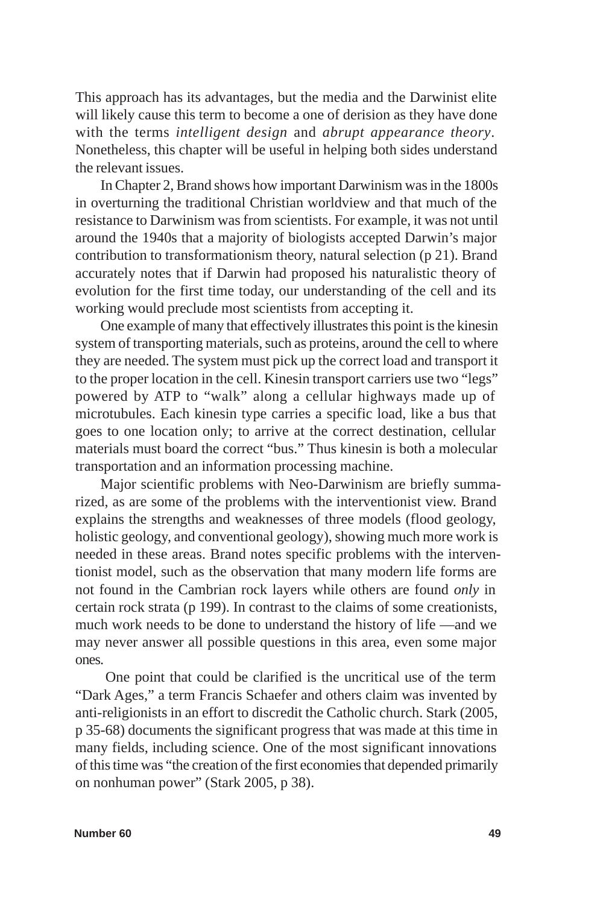This approach has its advantages, but the media and the Darwinist elite will likely cause this term to become a one of derision as they have done with the terms *intelligent design* and *abrupt appearance theory*. Nonetheless, this chapter will be useful in helping both sides understand the relevant issues.

In Chapter 2, Brand shows how important Darwinism was in the 1800s in overturning the traditional Christian worldview and that much of the resistance to Darwinism was from scientists. For example, it was not until around the 1940s that a majority of biologists accepted Darwin's major contribution to transformationism theory, natural selection (p 21). Brand accurately notes that if Darwin had proposed his naturalistic theory of evolution for the first time today, our understanding of the cell and its working would preclude most scientists from accepting it.

One example of many that effectively illustrates this point is the kinesin system of transporting materials, such as proteins, around the cell to where they are needed. The system must pick up the correct load and transport it to the proper location in the cell. Kinesin transport carriers use two "legs" powered by ATP to "walk" along a cellular highways made up of microtubules. Each kinesin type carries a specific load, like a bus that goes to one location only; to arrive at the correct destination, cellular materials must board the correct "bus." Thus kinesin is both a molecular transportation and an information processing machine.

Major scientific problems with Neo-Darwinism are briefly summarized, as are some of the problems with the interventionist view. Brand explains the strengths and weaknesses of three models (flood geology, holistic geology, and conventional geology), showing much more work is needed in these areas. Brand notes specific problems with the interventionist model, such as the observation that many modern life forms are not found in the Cambrian rock layers while others are found *only* in certain rock strata (p 199). In contrast to the claims of some creationists, much work needs to be done to understand the history of life —and we may never answer all possible questions in this area, even some major ones.

One point that could be clarified is the uncritical use of the term "Dark Ages," a term Francis Schaefer and others claim was invented by anti-religionists in an effort to discredit the Catholic church. Stark (2005, p 35-68) documents the significant progress that was made at this time in many fields, including science. One of the most significant innovations of this time was "the creation of the first economies that depended primarily on nonhuman power" (Stark 2005, p 38).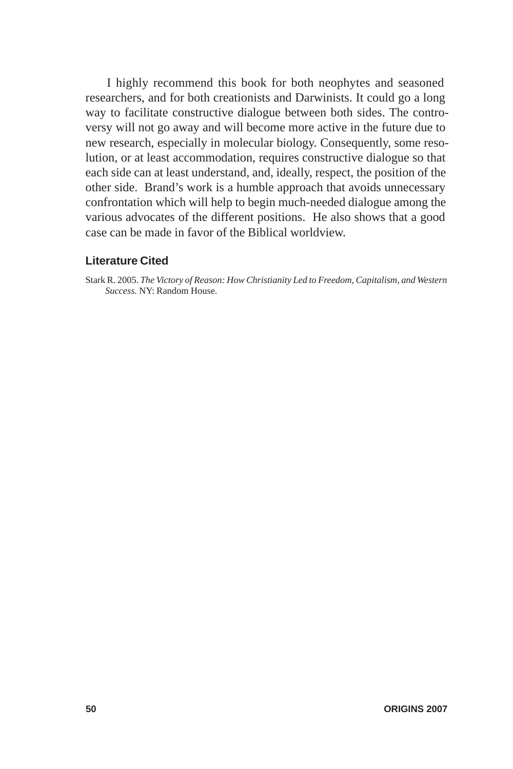I highly recommend this book for both neophytes and seasoned researchers, and for both creationists and Darwinists. It could go a long way to facilitate constructive dialogue between both sides. The controversy will not go away and will become more active in the future due to new research, especially in molecular biology. Consequently, some resolution, or at least accommodation, requires constructive dialogue so that each side can at least understand, and, ideally, respect, the position of the other side. Brand's work is a humble approach that avoids unnecessary confrontation which will help to begin much-needed dialogue among the various advocates of the different positions. He also shows that a good case can be made in favor of the Biblical worldview.

## Literature Cited

Stark R. 2005. *The Victory of Reason: How Christianity Led to Freedom, Capitalism, and Western Success.* NY: Random House.